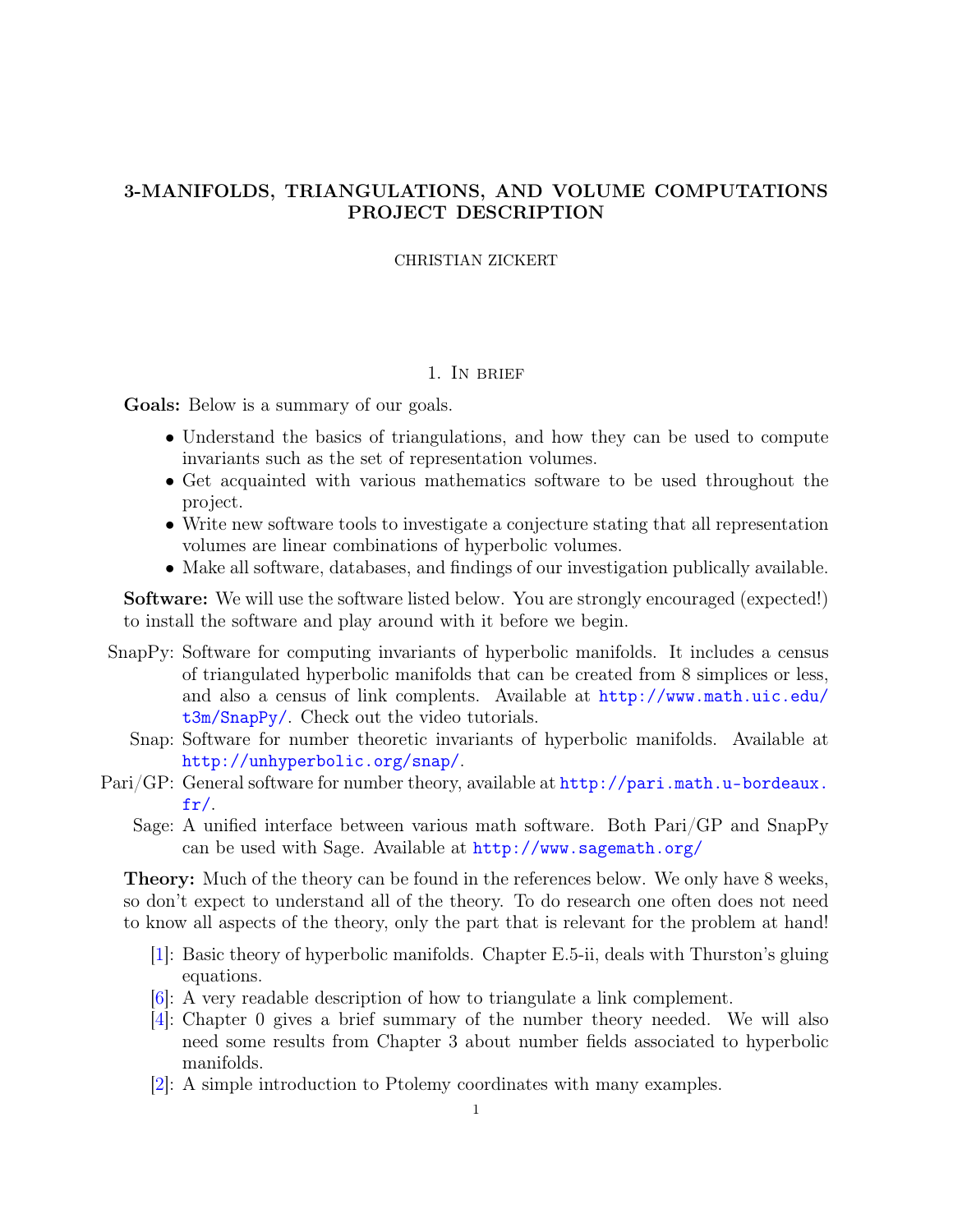# 3-MANIFOLDS, TRIANGULATIONS, AND VOLUME COMPUTATIONS PROJECT DESCRIPTION

CHRISTIAN ZICKERT

## 1. In brief

**Goals:** Below is a summary of our goals.

- Understand the basics of triangulations, and how they can be used to compute invariants such as the set of representation volumes.
- Get acquainted with various mathematics software to be used throughout the project.
- Write new software tools to investigate a conjecture stating that all representation volumes are linear combinations of hyperbolic volumes.
- Make all software, databases, and findings of our investigation publically available.

**Software:** We will use the software listed below. You are strongly encouraged (expected!) to install the software and play around with it before we begin.

- SnapPy: Software for computing invariants of hyperbolic manifolds. It includes a census of triangulated hyperbolic manifolds that can be created from 8 simplices or less, and also a census of link complements. Available at http://www.math.uic.edu/t3m/SnapPy/. Check out the video tutorials.
- Snap: Software for number theoretic invariants of hyperbolic manifolds. Available at http://unhyperbolic.org/snap/.
- Pari/GP: General software for number theory, available at http://pari.math.u-bordeaux.fr/.
- Sage: A unified interface between various math software. Both Pari/GP and SnapPy can be used with Sage. Available at http://www.sagemath.org/

**Theory:** Much of the theory can be found in the references below. We only have 8 weeks, so don't expect to understand all of the theory. To do research one often does not need to know all aspects of the theory, only the part that is relevant for the problem at hand!

- [1]: Basic theory of hyperbolic manifolds. Chapter E.5-ii, deals with Thurston's gluing equations.
- [6]: A very readable description of how to triangulate a link complement.
- [4]: Chapter 0 gives a brief summary of the number theory needed. We will also need some results from Chapter 3 about number fields associated to hyperbolic manifolds.
- [2]: A simple introduction to Ptolemy coordinates with many examples.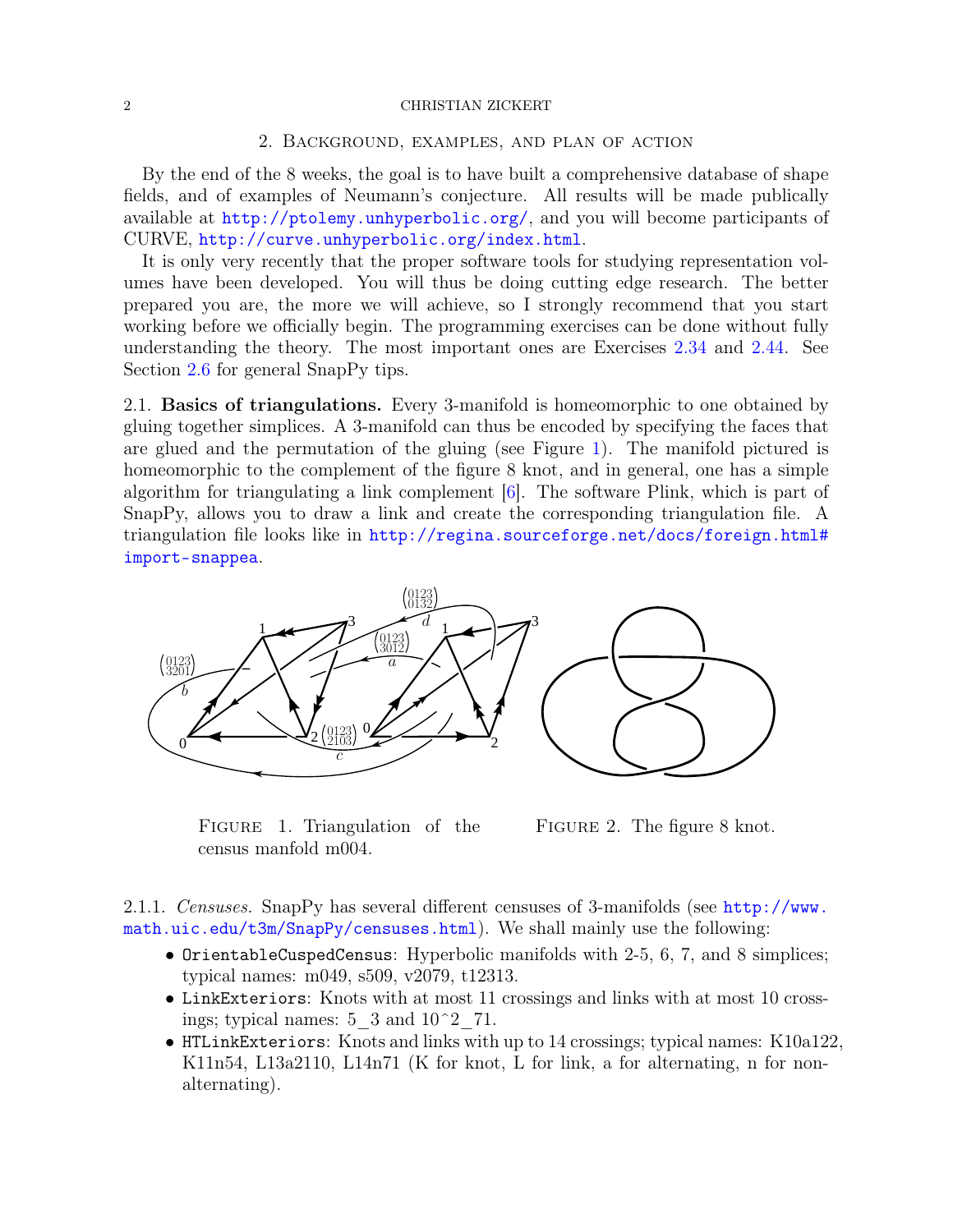## 2. Background, examples, and plan of action

By the end of the 8 weeks, the goal is to have built a comprehensive database of shape fields, and of examples of Neumann's conjecture. All results will be made publically available at http://ptolemy.unhyperbolic.org/, and you will become participants of CURVE, http://curve.unhyperbolic.org/index.html.

It is only very recently that the proper software tools for studying representation volumes have been developed. You will thus be doing cutting edge research. The better prepared you are, the more we will achieve, so I strongly recommend that you start working before we officially begin. The programming exercises can be done without fully understanding the theory. The most important ones are Exercises 2.34 and 2.44. See Section 2.6 for general SnapPy tips.

2.1. **Basics of triangulations.** Every 3-manifold is homeomorphic to one obtained by gluing together simplices. A 3-manifold can thus be encoded by specifying the faces that are glued and the permutation of the gluing (see Figure 1). The manifold pictured is homeomorphic to the complement of the figure 8 knot, and in general, one has a simple algorithm for triangulating a link complement [6]. The software Plink, which is part of SnapPy, allows you to draw a link and create the corresponding triangulation file. A triangulation file looks like in http://regina.sourceforge.net/docs/foreign.html#import-snappea.

Figure 1. Triangulation of the census manfold m004.

Figure 2. The figure 8 knot.

2.1.1. *Censuses.* SnapPy has several different censuses of 3-manifolds (see http://www.math.uic.edu/t3m/SnapPy/censuses.html). We shall mainly use the following:

- `OrientableCuspedCensus`: Hyperbolic manifolds with 2-5, 6, 7, and 8 simplices; typical names: m049, s509, v2079, t12313.
- `LinkExteriors`: Knots with at most 11 crossings and links with at most 10 crossings; typical names: 5_3 and 10^2_71.
- `HTLinkExteriors`: Knots and links with up to 14 crossings; typical names: K10a122, K11n54, L13a2110, L14n71 (K for knot, L for link, a for alternating, n for non-alternating).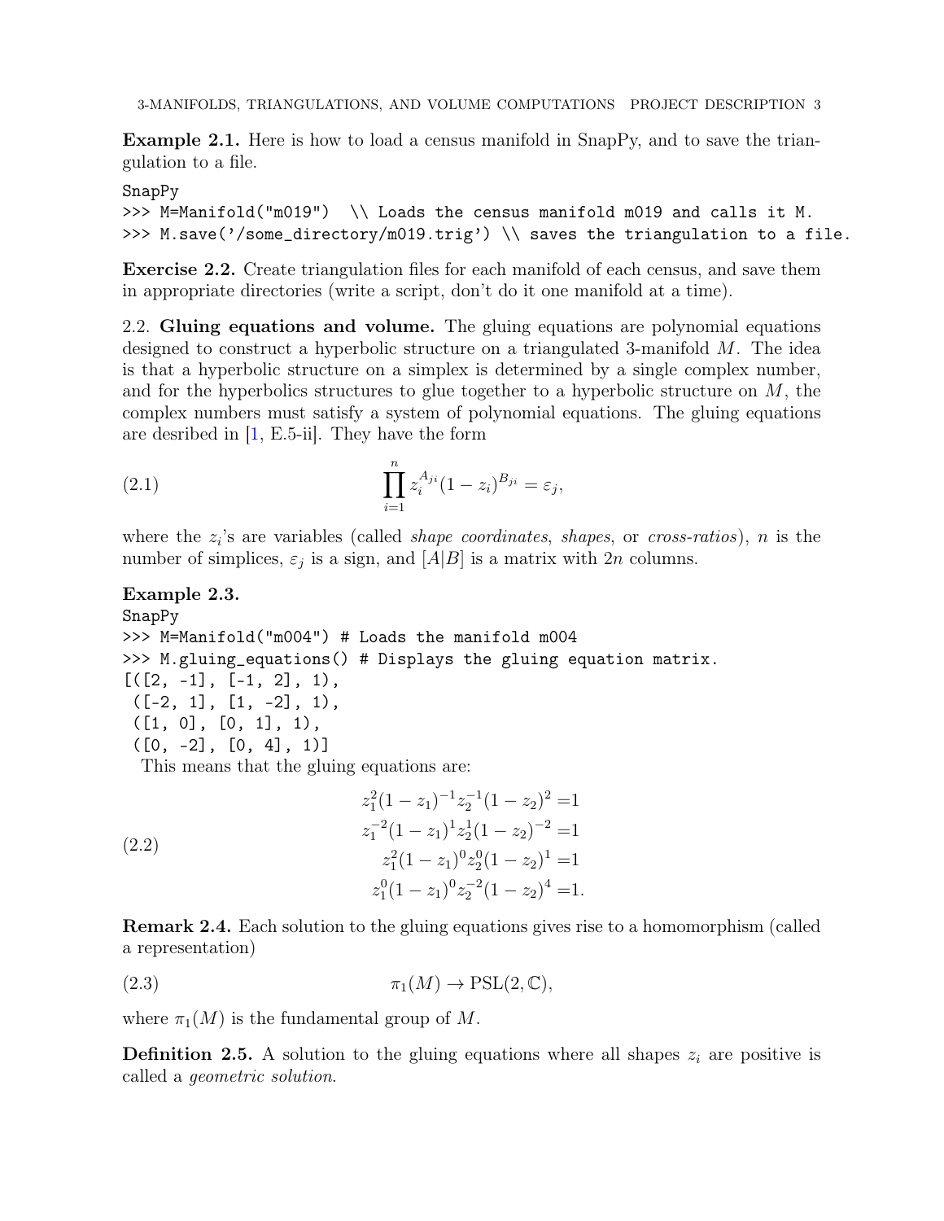**Example 2.1.** Here is how to load a census manifold in SnapPy, and to save the triangulation to a file.

```
SnapPy
>>> M=Manifold("m019")  \\ Loads the census manifold m019 and calls it M.
>>> M.save('/some_directory/m019.trig') \\ saves the triangulation to a file.
```

**Exercise 2.2.** Create triangulation files for each manifold of each census, and save them in appropriate directories (write a script, don't do it one manifold at a time).

2.2. **Gluing equations and volume.** The gluing equations are polynomial equations designed to construct a hyperbolic structure on a triangulated 3-manifold $M$. The idea is that a hyperbolic structure on a simplex is determined by a single complex number, and for the hyperbolics structures to glue together to a hyperbolic structure on $M$, the complex numbers must satisfy a system of polynomial equations. The gluing equations are desribed in [1, E.5-ii]. They have the form

$$\prod_{i=1}^{n} z_i^{A_{ji}}(1-z_i)^{B_{ji}} = \varepsilon_j, \tag{2.1}$$

where the $z_i$'s are variables (called *shape coordinates*, *shapes*, or *cross-ratios*), $n$ is the number of simplices, $\varepsilon_j$ is a sign, and $[A|B]$ is a matrix with $2n$ columns.

**Example 2.3.**

```
SnapPy
>>> M=Manifold("m004") # Loads the manifold m004
>>> M.gluing_equations() # Displays the gluing equation matrix.
[([2, -1], [-1, 2], 1),
 ([-2, 1], [1, -2], 1),
 ([1, 0], [0, 1], 1),
 ([0, -2], [0, 4], 1)]
```

This means that the gluing equations are:

$$\begin{aligned}
z_1^2(1-z_1)^{-1}z_2^{-1}(1-z_2)^2 &= 1\\
z_1^{-2}(1-z_1)^{1}z_2^{1}(1-z_2)^{-2} &= 1\\
z_1^2(1-z_1)^{0}z_2^{0}(1-z_2)^{1} &= 1\\
z_1^0(1-z_1)^{0}z_2^{-2}(1-z_2)^{4} &= 1.
\end{aligned} \tag{2.2}$$

**Remark 2.4.** Each solution to the gluing equations gives rise to a homomorphism (called a representation)

$$\pi_1(M) \to \mathrm{PSL}(2,\mathbb{C}), \tag{2.3}$$

where $\pi_1(M)$ is the fundamental group of $M$.

**Definition 2.5.** A solution to the gluing equations where all shapes $z_i$ are positive is called a *geometric solution*.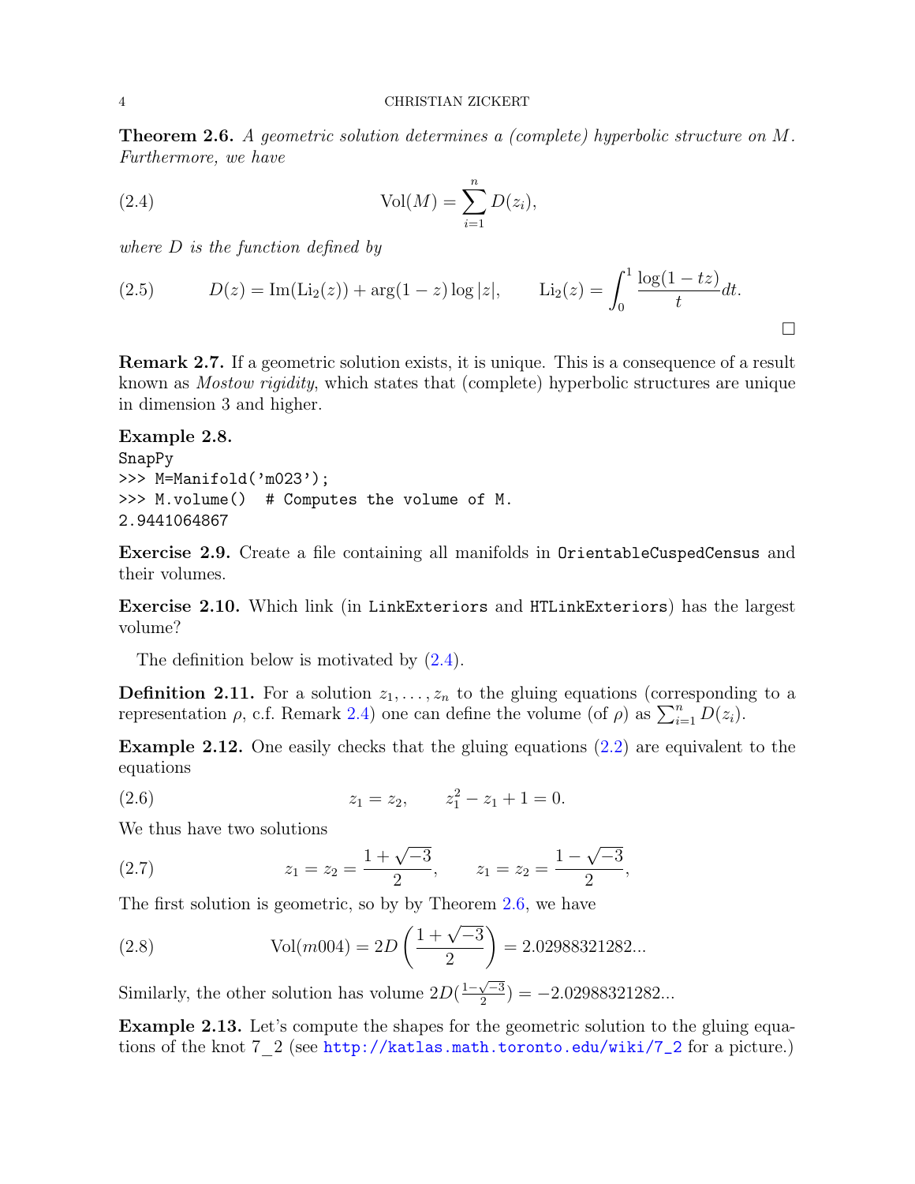**Theorem 2.6.** *A geometric solution determines a (complete) hyperbolic structure on $M$. Furthermore, we have*

$$\mathrm{Vol}(M) = \sum_{i=1}^{n} D(z_i), \tag{2.4}$$

*where $D$ is the function defined by*

$$D(z) = \mathrm{Im}(\mathrm{Li}_2(z)) + \arg(1-z)\log|z|, \qquad \mathrm{Li}_2(z) = \int_0^1 \frac{\log(1-tz)}{t}dt. \tag{2.5}$$

□

**Remark 2.7.** If a geometric solution exists, it is unique. This is a consequence of a result known as *Mostow rigidity*, which states that (complete) hyperbolic structures are unique in dimension 3 and higher.

**Example 2.8.**

```
SnapPy
>>> M=Manifold('m023');
>>> M.volume()  # Computes the volume of M.
2.9441064867
```

**Exercise 2.9.** Create a file containing all manifolds in `OrientableCuspedCensus` and their volumes.

**Exercise 2.10.** Which link (in `LinkExteriors` and `HTLinkExteriors`) has the largest volume?

The definition below is motivated by (2.4).

**Definition 2.11.** For a solution $z_1, \dots, z_n$ to the gluing equations (corresponding to a representation $\rho$, c.f. Remark 2.4) one can define the volume (of $\rho$) as $\sum_{i=1}^{n} D(z_i)$.

**Example 2.12.** One easily checks that the gluing equations (2.2) are equivalent to the equations

$$z_1 = z_2, \qquad z_1^2 - z_1 + 1 = 0. \tag{2.6}$$

We thus have two solutions

$$z_1 = z_2 = \frac{1+\sqrt{-3}}{2}, \qquad z_1 = z_2 = \frac{1-\sqrt{-3}}{2}, \tag{2.7}$$

The first solution is geometric, so by by Theorem 2.6, we have

$$\mathrm{Vol}(m004) = 2D\left(\frac{1+\sqrt{-3}}{2}\right) = 2.02988321282... \tag{2.8}$$

Similarly, the other solution has volume $2D(\frac{1-\sqrt{-3}}{2}) = -2.02988321282...$

**Example 2.13.** Let's compute the shapes for the geometric solution to the gluing equations of the knot 7_2 (see http://katlas.math.toronto.edu/wiki/7_2 for a picture.)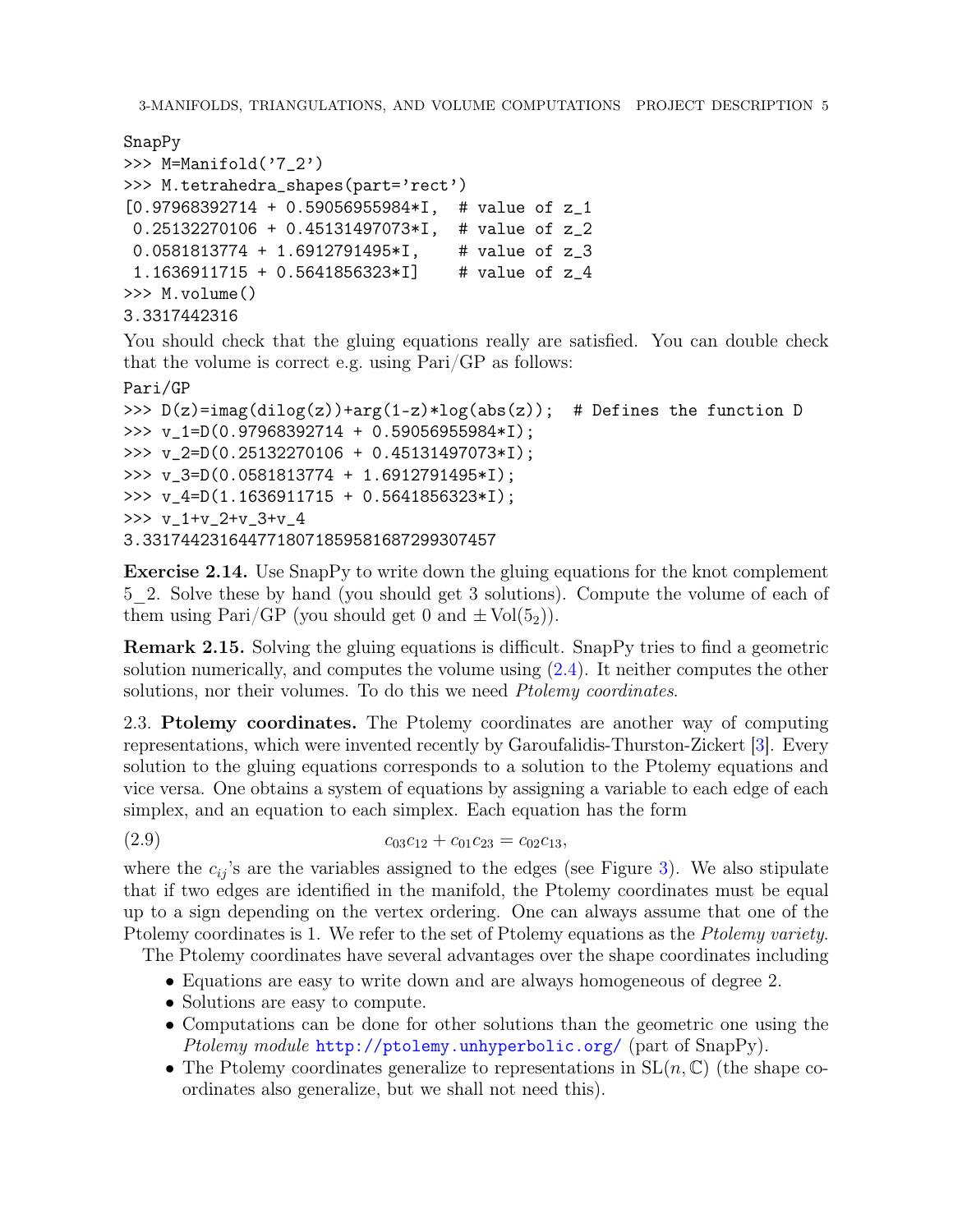```
SnapPy
>>> M=Manifold('7_2')
>>> M.tetrahedra_shapes(part='rect')
[0.97968392714 + 0.59056955984*I,  # value of z_1
 0.25132270106 + 0.45131497073*I,  # value of z_2
 0.0581813774 + 1.6912791495*I,    # value of z_3
 1.1636911715 + 0.5641856323*I]    # value of z_4
>>> M.volume()
3.3317442316
```

You should check that the gluing equations really are satisfied. You can double check that the volume is correct e.g. using Pari/GP as follows:

```
Pari/GP
>>> D(z)=imag(dilog(z))+arg(1-z)*log(abs(z));  # Defines the function D
>>> v_1=D(0.97968392714 + 0.59056955984*I);
>>> v_2=D(0.25132270106 + 0.45131497073*I);
>>> v_3=D(0.0581813774 + 1.6912791495*I);
>>> v_4=D(1.1636911715 + 0.5641856323*I);
>>> v_1+v_2+v_3+v_4
3.3317442316447718071859581687299307457
```

**Exercise 2.14.** Use SnapPy to write down the gluing equations for the knot complement 5_2. Solve these by hand (you should get 3 solutions). Compute the volume of each of them using Pari/GP (you should get 0 and $\pm\,\mathrm{Vol}(5_2)$).

**Remark 2.15.** Solving the gluing equations is difficult. SnapPy tries to find a geometric solution numerically, and computes the volume using (2.4). It neither computes the other solutions, nor their volumes. To do this we need *Ptolemy coordinates*.

2.3. **Ptolemy coordinates.** The Ptolemy coordinates are another way of computing representations, which were invented recently by Garoufalidis-Thurston-Zickert [3]. Every solution to the gluing equations corresponds to a solution to the Ptolemy equations and vice versa. One obtains a system of equations by assigning a variable to each edge of each simplex, and an equation to each simplex. Each equation has the form

$$c_{03}c_{12} + c_{01}c_{23} = c_{02}c_{13}, \tag{2.9}$$

where the $c_{ij}$'s are the variables assigned to the edges (see Figure 3). We also stipulate that if two edges are identified in the manifold, the Ptolemy coordinates must be equal up to a sign depending on the vertex ordering. One can always assume that one of the Ptolemy coordinates is 1. We refer to the set of Ptolemy equations as the *Ptolemy variety*.

The Ptolemy coordinates have several advantages over the shape coordinates including

- Equations are easy to write down and are always homogeneous of degree 2.
- Solutions are easy to compute.
- Computations can be done for other solutions than the geometric one using the *Ptolemy module* http://ptolemy.unhyperbolic.org/ (part of SnapPy).
- The Ptolemy coordinates generalize to representations in $\mathrm{SL}(n,\mathbb{C})$ (the shape coordinates also generalize, but we shall not need this).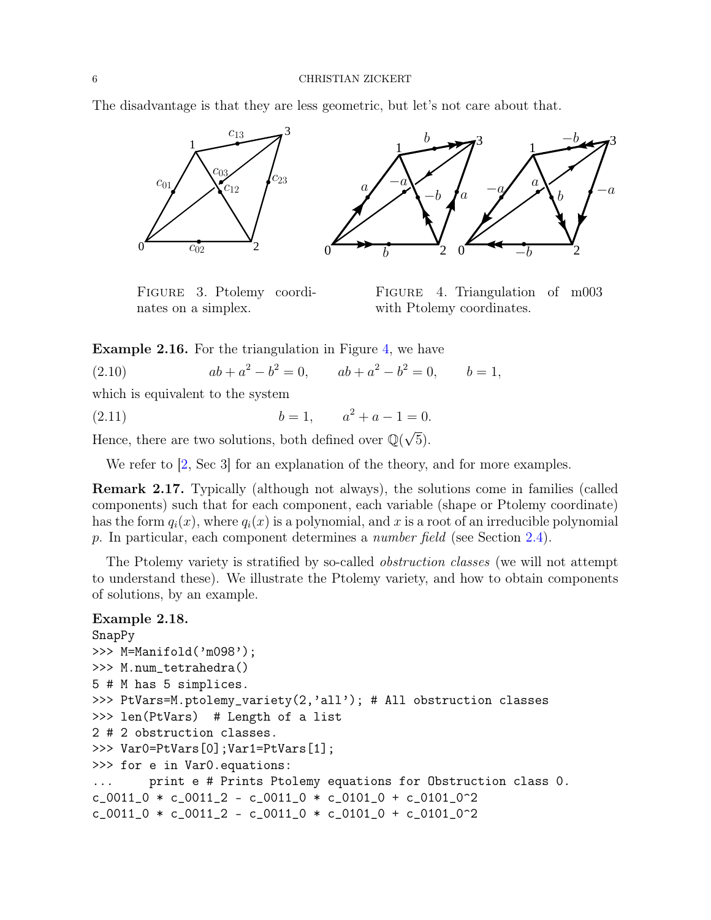The disadvantage is that they are less geometric, but let's not care about that.

Figure 3. Ptolemy coordinates on a simplex.

Figure 4. Triangulation of m003 with Ptolemy coordinates.

**Example 2.16.** For the triangulation in Figure 4, we have

$$ab + a^2 - b^2 = 0, \qquad ab + a^2 - b^2 = 0, \qquad b = 1, \tag{2.10}$$

which is equivalent to the system

$$b = 1, \qquad a^2 + a - 1 = 0. \tag{2.11}$$

Hence, there are two solutions, both defined over $\mathbb{Q}(\sqrt{5})$.

We refer to [2, Sec 3] for an explanation of the theory, and for more examples.

**Remark 2.17.** Typically (although not always), the solutions come in families (called components) such that for each component, each variable (shape or Ptolemy coordinate) has the form $q_i(x)$, where $q_i(x)$ is a polynomial, and $x$ is a root of an irreducible polynomial $p$. In particular, each component determines a *number field* (see Section 2.4).

The Ptolemy variety is stratified by so-called *obstruction classes* (we will not attempt to understand these). We illustrate the Ptolemy variety, and how to obtain components of solutions, by an example.

**Example 2.18.**

```
SnapPy
>>> M=Manifold('m098');
>>> M.num_tetrahedra()
5 # M has 5 simplices.
>>> PtVars=M.ptolemy_variety(2,'all'); # All obstruction classes
>>> len(PtVars)  # Length of a list
2 # 2 obstruction classes.
>>> Var0=PtVars[0];Var1=PtVars[1];
>>> for e in Var0.equations:
...     print e # Prints Ptolemy equations for Obstruction class 0.
c_0011_0 * c_0011_2 - c_0011_0 * c_0101_0 + c_0101_0^2
c_0011_0 * c_0011_2 - c_0011_0 * c_0101_0 + c_0101_0^2
```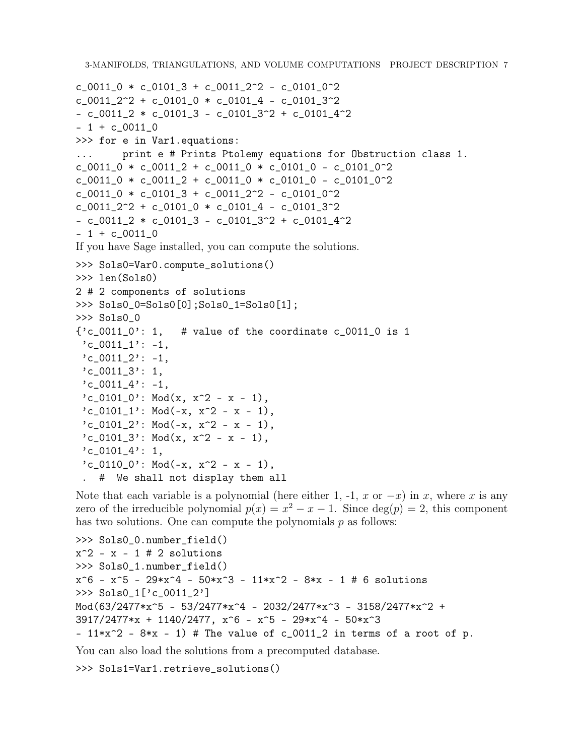```
c_0011_0 * c_0101_3 + c_0011_2^2 - c_0101_0^2
c_0011_2^2 + c_0101_0 * c_0101_4 - c_0101_3^2
- c_0011_2 * c_0101_3 - c_0101_3^2 + c_0101_4^2
- 1 + c_0011_0
>>> for e in Var1.equations:
...     print e # Prints Ptolemy equations for Obstruction class 1.
c_0011_0 * c_0011_2 + c_0011_0 * c_0101_0 - c_0101_0^2
c_0011_0 * c_0011_2 + c_0011_0 * c_0101_0 - c_0101_0^2
c_0011_0 * c_0101_3 + c_0011_2^2 - c_0101_0^2
c_0011_2^2 + c_0101_0 * c_0101_4 - c_0101_3^2
- c_0011_2 * c_0101_3 - c_0101_3^2 + c_0101_4^2
- 1 + c_0011_0
```

If you have Sage installed, you can compute the solutions.

```
>>> Sols0=Var0.compute_solutions()
>>> len(Sols0)
2 # 2 components of solutions
>>> Sols0_0=Sols0[0];Sols0_1=Sols0[1];
>>> Sols0_0
{'c_0011_0': 1,   # value of the coordinate c_0011_0 is 1
 'c_0011_1': -1,
 'c_0011_2': -1,
 'c_0011_3': 1,
 'c_0011_4': -1,
 'c_0101_0': Mod(x, x^2 - x - 1),
 'c_0101_1': Mod(-x, x^2 - x - 1),
 'c_0101_2': Mod(-x, x^2 - x - 1),
 'c_0101_3': Mod(x, x^2 - x - 1),
 'c_0101_4': 1,
 'c_0110_0': Mod(-x, x^2 - x - 1),
 .  #  We shall not display them all
```

Note that each variable is a polynomial (here either 1, -1, $x$ or $-x$) in $x$, where $x$ is any zero of the irreducible polynomial $p(x) = x^2 - x - 1$. Since $\deg(p) = 2$, this component has two solutions. One can compute the polynomials $p$ as follows:

```
>>> Sols0_0.number_field()
x^2 - x - 1 # 2 solutions
>>> Sols0_1.number_field()
x^6 - x^5 - 29*x^4 - 50*x^3 - 11*x^2 - 8*x - 1 # 6 solutions
>>> Sols0_1['c_0011_2']
Mod(63/2477*x^5 - 53/2477*x^4 - 2032/2477*x^3 - 3158/2477*x^2 +
3917/2477*x + 1140/2477, x^6 - x^5 - 29*x^4 - 50*x^3
- 11*x^2 - 8*x - 1) # The value of c_0011_2 in terms of a root of p.
```

You can also load the solutions from a precomputed database.

```
>>> Sols1=Var1.retrieve_solutions()
```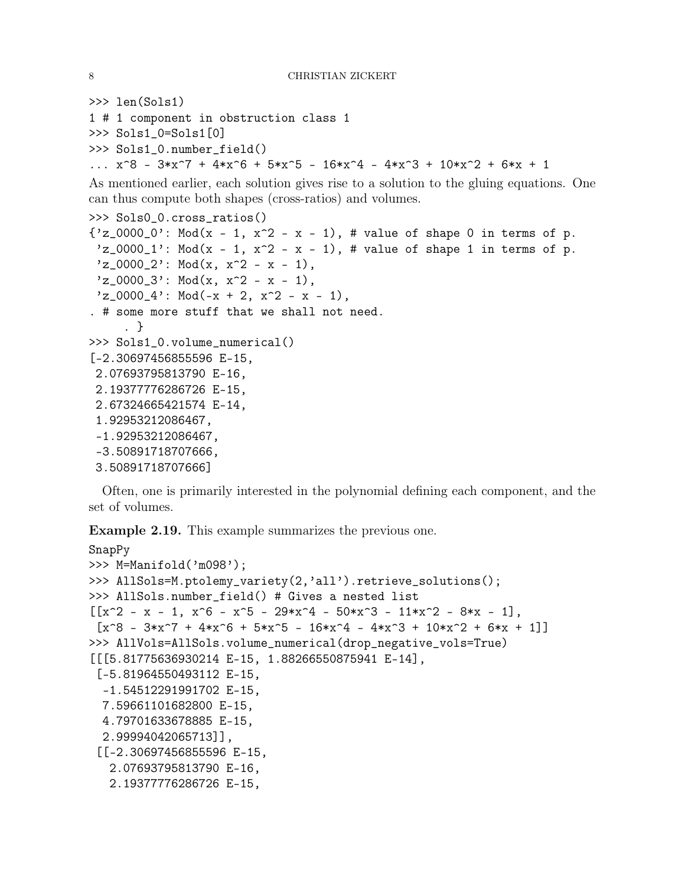```
>>> len(Sols1)
1 # 1 component in obstruction class 1
>>> Sols1_0=Sols1[0]
>>> Sols1_0.number_field()
... x^8 - 3*x^7 + 4*x^6 + 5*x^5 - 16*x^4 - 4*x^3 + 10*x^2 + 6*x + 1
```

As mentioned earlier, each solution gives rise to a solution to the gluing equations. One can thus compute both shapes (cross-ratios) and volumes.

```
>>> Sols0_0.cross_ratios()
{'z_0000_0': Mod(x - 1, x^2 - x - 1), # value of shape 0 in terms of p.
 'z_0000_1': Mod(x - 1, x^2 - x - 1), # value of shape 1 in terms of p.
 'z_0000_2': Mod(x, x^2 - x - 1),
 'z_0000_3': Mod(x, x^2 - x - 1),
 'z_0000_4': Mod(-x + 2, x^2 - x - 1),
. # some more stuff that we shall not need.
     . }
>>> Sols1_0.volume_numerical()
[-2.30697456855596 E-15,
 2.07693795813790 E-16,
 2.19377776286726 E-15,
 2.67324665421574 E-14,
 1.92953212086467,
 -1.92953212086467,
 -3.50891718707666,
 3.50891718707666]
```

Often, one is primarily interested in the polynomial defining each component, and the set of volumes.

**Example 2.19.** This example summarizes the previous one.

```
SnapPy
>>> M=Manifold('m098');
>>> AllSols=M.ptolemy_variety(2,'all').retrieve_solutions();
>>> AllSols.number_field() # Gives a nested list
[[x^2 - x - 1, x^6 - x^5 - 29*x^4 - 50*x^3 - 11*x^2 - 8*x - 1],
 [x^8 - 3*x^7 + 4*x^6 + 5*x^5 - 16*x^4 - 4*x^3 + 10*x^2 + 6*x + 1]]
>>> AllVols=AllSols.volume_numerical(drop_negative_vols=True)
[[[5.81775636930214 E-15, 1.88266550875941 E-14],
 [-5.81964550493112 E-15,
  -1.54512291991702 E-15,
  7.59661101682800 E-15,
  4.79701633678885 E-15,
  2.99994042065713]],
 [[-2.30697456855596 E-15,
   2.07693795813790 E-16,
   2.19377776286726 E-15,
```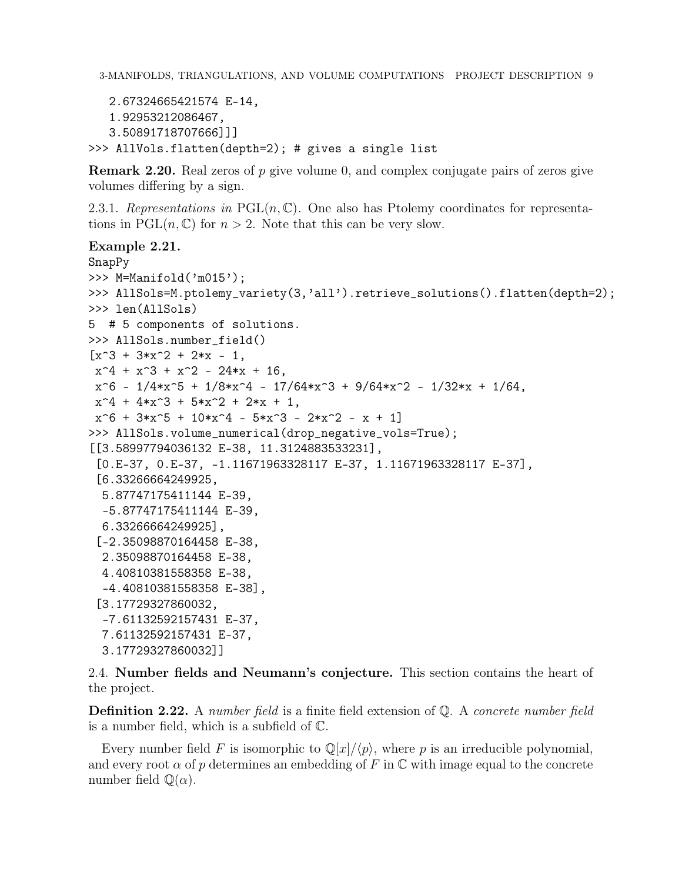```
   2.67324665421574 E-14,
   1.92953212086467,
   3.50891718707666]]]
>>> AllVols.flatten(depth=2); # gives a single list
```

**Remark 2.20.** Real zeros of $p$ give volume 0, and complex conjugate pairs of zeros give volumes differing by a sign.

2.3.1. *Representations in* $\mathrm{PGL}(n, \mathbb{C})$. One also has Ptolemy coordinates for representations in $\mathrm{PGL}(n, \mathbb{C})$ for $n > 2$. Note that this can be very slow.

**Example 2.21.**

```
SnapPy
>>> M=Manifold('m015');
>>> AllSols=M.ptolemy_variety(3,'all').retrieve_solutions().flatten(depth=2);
>>> len(AllSols)
5  # 5 components of solutions.
>>> AllSols.number_field()
[x^3 + 3*x^2 + 2*x - 1,
 x^4 + x^3 + x^2 - 24*x + 16,
 x^6 - 1/4*x^5 + 1/8*x^4 - 17/64*x^3 + 9/64*x^2 - 1/32*x + 1/64,
 x^4 + 4*x^3 + 5*x^2 + 2*x + 1,
 x^6 + 3*x^5 + 10*x^4 - 5*x^3 - 2*x^2 - x + 1]
>>> AllSols.volume_numerical(drop_negative_vols=True);
[[3.58997794036132 E-38, 11.3124883533231],
 [0.E-37, 0.E-37, -1.11671963328117 E-37, 1.11671963328117 E-37],
 [6.33266664249925,
  5.87747175411144 E-39,
  -5.87747175411144 E-39,
  6.33266664249925],
 [-2.35098870164458 E-38,
  2.35098870164458 E-38,
  4.40810381558358 E-38,
  -4.40810381558358 E-38],
 [3.17729327860032,
  -7.61132592157431 E-37,
  7.61132592157431 E-37,
  3.17729327860032]]
```

2.4. **Number fields and Neumann's conjecture.** This section contains the heart of the project.

**Definition 2.22.** A *number field* is a finite field extension of $\mathbb{Q}$. A *concrete number field* is a number field, which is a subfield of $\mathbb{C}$.

Every number field $F$ is isomorphic to $\mathbb{Q}[x]/\langle p\rangle$, where $p$ is an irreducible polynomial, and every root $\alpha$ of $p$ determines an embedding of $F$ in $\mathbb{C}$ with image equal to the concrete number field $\mathbb{Q}(\alpha)$.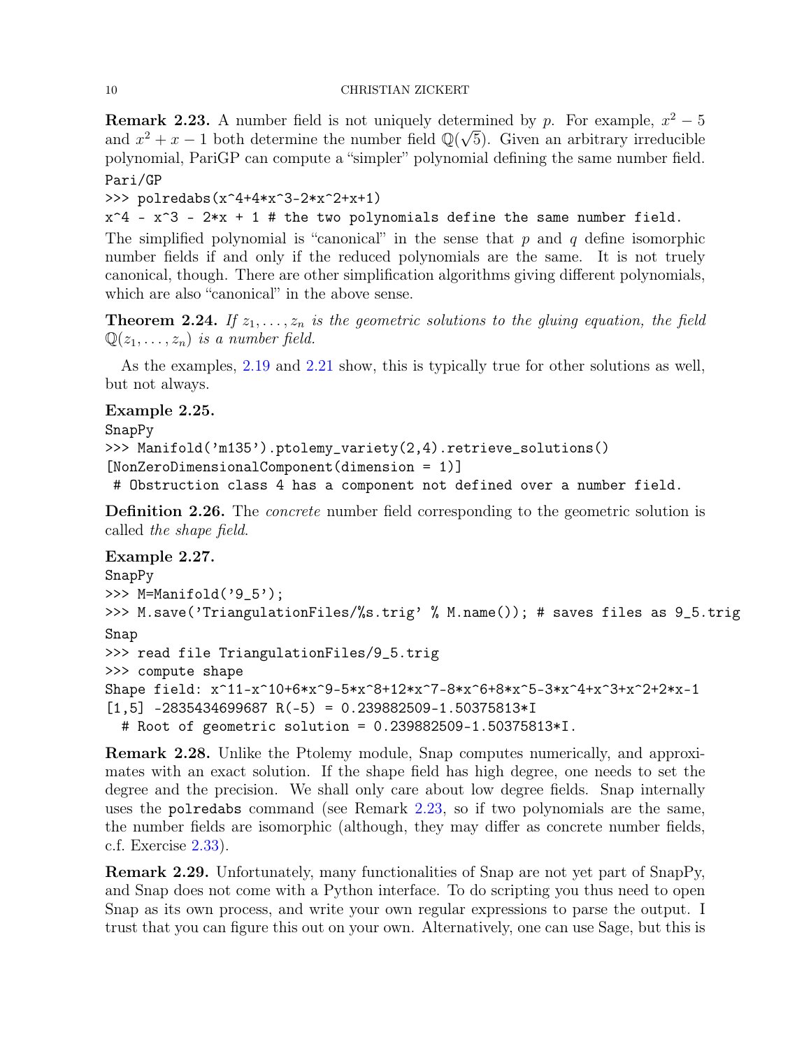**Remark 2.23.** A number field is not uniquely determined by $p$. For example, $x^2 - 5$ and $x^2 + x - 1$ both determine the number field $\mathbb{Q}(\sqrt{5})$. Given an arbitrary irreducible polynomial, PariGP can compute a "simpler" polynomial defining the same number field.

```
Pari/GP
>>> polredabs(x^4+4*x^3-2*x^2+x+1)
x^4 - x^3 - 2*x + 1 # the two polynomials define the same number field.
```

The simplified polynomial is "canonical" in the sense that $p$ and $q$ define isomorphic number fields if and only if the reduced polynomials are the same. It is not truely canonical, though. There are other simplification algorithms giving different polynomials, which are also "canonical" in the above sense.

**Theorem 2.24.** *If $z_1, \ldots, z_n$ is the geometric solutions to the gluing equation, the field $\mathbb{Q}(z_1, \ldots, z_n)$ is a number field.*

As the examples, 2.19 and 2.21 show, this is typically true for other solutions as well, but not always.

**Example 2.25.**

```
SnapPy
>>> Manifold('m135').ptolemy_variety(2,4).retrieve_solutions()
[NonZeroDimensionalComponent(dimension = 1)]
 # Obstruction class 4 has a component not defined over a number field.
```

**Definition 2.26.** The *concrete* number field corresponding to the geometric solution is called *the shape field*.

**Example 2.27.**

```
SnapPy
>>> M=Manifold('9_5');
>>> M.save('TriangulationFiles/%s.trig' % M.name()); # saves files as 9_5.trig
Snap
>>> read file TriangulationFiles/9_5.trig
>>> compute shape
Shape field: x^11-x^10+6*x^9-5*x^8+12*x^7-8*x^6+8*x^5-3*x^4+x^3+x^2+2*x-1
[1,5] -2835434699687 R(-5) = 0.239882509-1.50375813*I
  # Root of geometric solution = 0.239882509-1.50375813*I.
```

**Remark 2.28.** Unlike the Ptolemy module, Snap computes numerically, and approximates with an exact solution. If the shape field has high degree, one needs to set the degree and the precision. We shall only care about low degree fields. Snap internally uses the `polredabs` command (see Remark 2.23, so if two polynomials are the same, the number fields are isomorphic (although, they may differ as concrete number fields, c.f. Exercise 2.33).

**Remark 2.29.** Unfortunately, many functionalities of Snap are not yet part of SnapPy, and Snap does not come with a Python interface. To do scripting you thus need to open Snap as its own process, and write your own regular expressions to parse the output. I trust that you can figure this out on your own. Alternatively, one can use Sage, but this is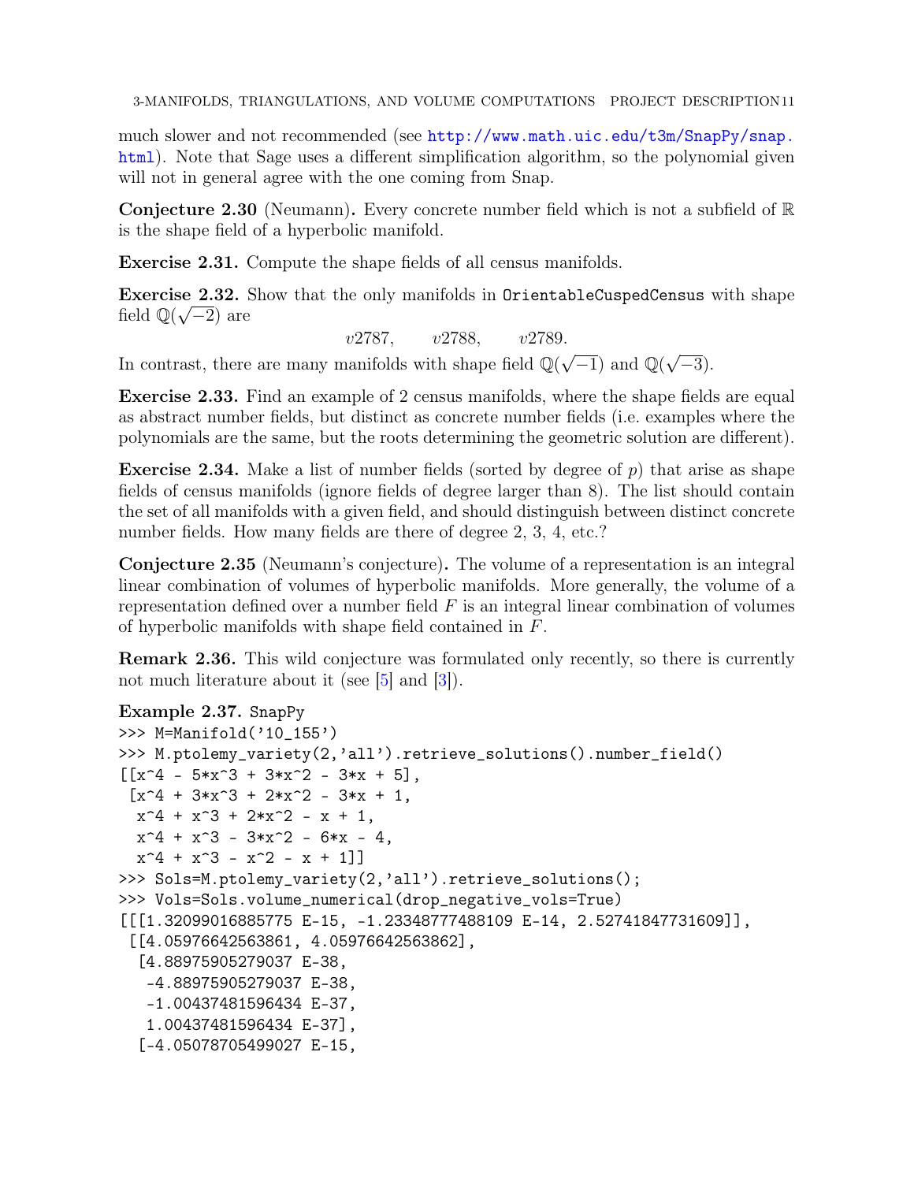much slower and not recommended (see http://www.math.uic.edu/t3m/SnapPy/snap.html). Note that Sage uses a different simplification algorithm, so the polynomial given will not in general agree with the one coming from Snap.

**Conjecture 2.30** (Neumann)**.** Every concrete number field which is not a subfield of $\mathbb{R}$ is the shape field of a hyperbolic manifold.

**Exercise 2.31.** Compute the shape fields of all census manifolds.

**Exercise 2.32.** Show that the only manifolds in OrientableCuspedCensus with shape field $\mathbb{Q}(\sqrt{-2})$ are

$$v2787, \qquad v2788, \qquad v2789.$$

In contrast, there are many manifolds with shape field $\mathbb{Q}(\sqrt{-1})$ and $\mathbb{Q}(\sqrt{-3})$.

**Exercise 2.33.** Find an example of 2 census manifolds, where the shape fields are equal as abstract number fields, but distinct as concrete number fields (i.e. examples where the polynomials are the same, but the roots determining the geometric solution are different).

**Exercise 2.34.** Make a list of number fields (sorted by degree of $p$) that arise as shape fields of census manifolds (ignore fields of degree larger than 8). The list should contain the set of all manifolds with a given field, and should distinguish between distinct concrete number fields. How many fields are there of degree 2, 3, 4, etc.?

**Conjecture 2.35** (Neumann's conjecture)**.** The volume of a representation is an integral linear combination of volumes of hyperbolic manifolds. More generally, the volume of a representation defined over a number field $F$ is an integral linear combination of volumes of hyperbolic manifolds with shape field contained in $F$.

**Remark 2.36.** This wild conjecture was formulated only recently, so there is currently not much literature about it (see [5] and [3]).

**Example 2.37.** SnapPy

```
>>> M=Manifold('10_155')
>>> M.ptolemy_variety(2,'all').retrieve_solutions().number_field()
[[x^4 - 5*x^3 + 3*x^2 - 3*x + 5],
 [x^4 + 3*x^3 + 2*x^2 - 3*x + 1,
  x^4 + x^3 + 2*x^2 - x + 1,
  x^4 + x^3 - 3*x^2 - 6*x - 4,
  x^4 + x^3 - x^2 - x + 1]]
>>> Sols=M.ptolemy_variety(2,'all').retrieve_solutions();
>>> Vols=Sols.volume_numerical(drop_negative_vols=True)
[[[1.32099016885775 E-15, -1.23348777488109 E-14, 2.52741847731609]],
 [[4.05976642563861, 4.05976642563862],
  [4.88975905279037 E-38,
   -4.88975905279037 E-38,
   -1.00437481596434 E-37,
   1.00437481596434 E-37],
  [-4.05078705499027 E-15,
```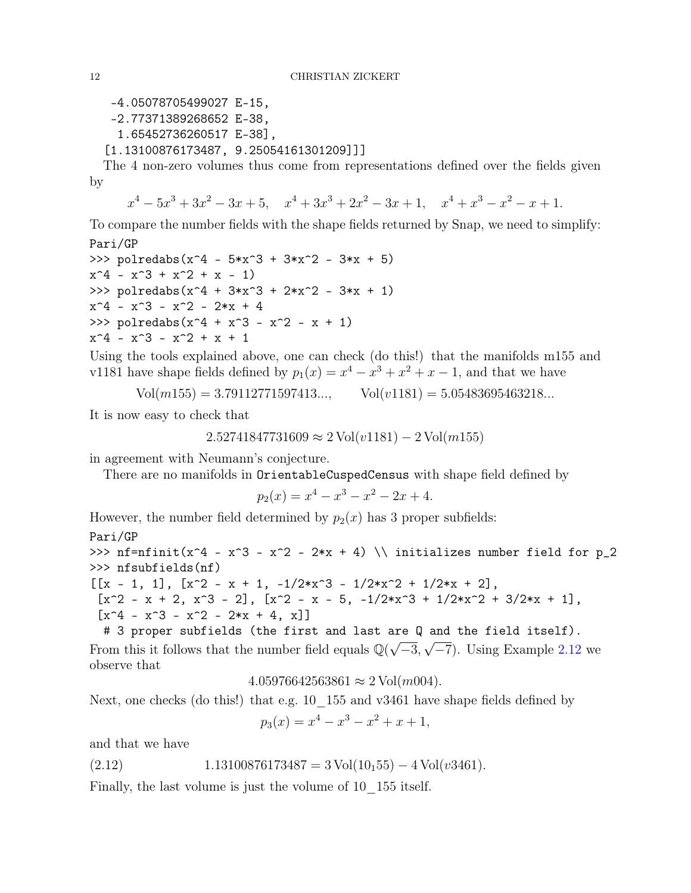```
   -4.05078705499027 E-15,
   -2.77371389268652 E-38,
    1.65452736260517 E-38],
  [1.13100876173487, 9.25054161301209]]]
```

The 4 non-zero volumes thus come from representations defined over the fields given by

$$x^4 - 5x^3 + 3x^2 - 3x + 5, \quad x^4 + 3x^3 + 2x^2 - 3x + 1, \quad x^4 + x^3 - x^2 - x + 1.$$

To compare the number fields with the shape fields returned by Snap, we need to simplify:

```
Pari/GP
>>> polredabs(x^4 - 5*x^3 + 3*x^2 - 3*x + 5)
x^4 - x^3 + x^2 + x - 1)
>>> polredabs(x^4 + 3*x^3 + 2*x^2 - 3*x + 1)
x^4 - x^3 - x^2 - 2*x + 4
>>> polredabs(x^4 + x^3 - x^2 - x + 1)
x^4 - x^3 - x^2 + x + 1
```

Using the tools explained above, one can check (do this!) that the manifolds m155 and v1181 have shape fields defined by $p_1(x) = x^4 - x^3 + x^2 + x - 1$, and that we have

$$\mathrm{Vol}(m155) = 3.79112771597413..., \qquad \mathrm{Vol}(v1181) = 5.05483695463218...$$

It is now easy to check that

$$2.52741847731609 \approx 2\,\mathrm{Vol}(v1181) - 2\,\mathrm{Vol}(m155)$$

in agreement with Neumann's conjecture.

There are no manifolds in `OrientableCuspedCensus` with shape field defined by

$$p_2(x) = x^4 - x^3 - x^2 - 2x + 4.$$

However, the number field determined by $p_2(x)$ has 3 proper subfields:

```
Pari/GP
>>> nf=nfinit(x^4 - x^3 - x^2 - 2*x + 4) \\ initializes number field for p_2
>>> nfsubfields(nf)
[[x - 1, 1], [x^2 - x + 1, -1/2*x^3 - 1/2*x^2 + 1/2*x + 2],
 [x^2 - x + 2, x^3 - 2], [x^2 - x - 5, -1/2*x^3 + 1/2*x^2 + 3/2*x + 1],
 [x^4 - x^3 - x^2 - 2*x + 4, x]]
  # 3 proper subfields (the first and last are Q and the field itself).
```

From this it follows that the number field equals $\mathbb{Q}(\sqrt{-3}, \sqrt{-7})$. Using Example 2.12 we observe that

$$4.05976642563861 \approx 2\,\mathrm{Vol}(m004).$$

Next, one checks (do this!) that e.g. 10_155 and v3461 have shape fields defined by

$$p_3(x) = x^4 - x^3 - x^2 + x + 1,$$

and that we have

$$1.13100876173487 = 3\,\mathrm{Vol}(10_155) - 4\,\mathrm{Vol}(v3461). \tag{2.12}$$

Finally, the last volume is just the volume of 10_155 itself.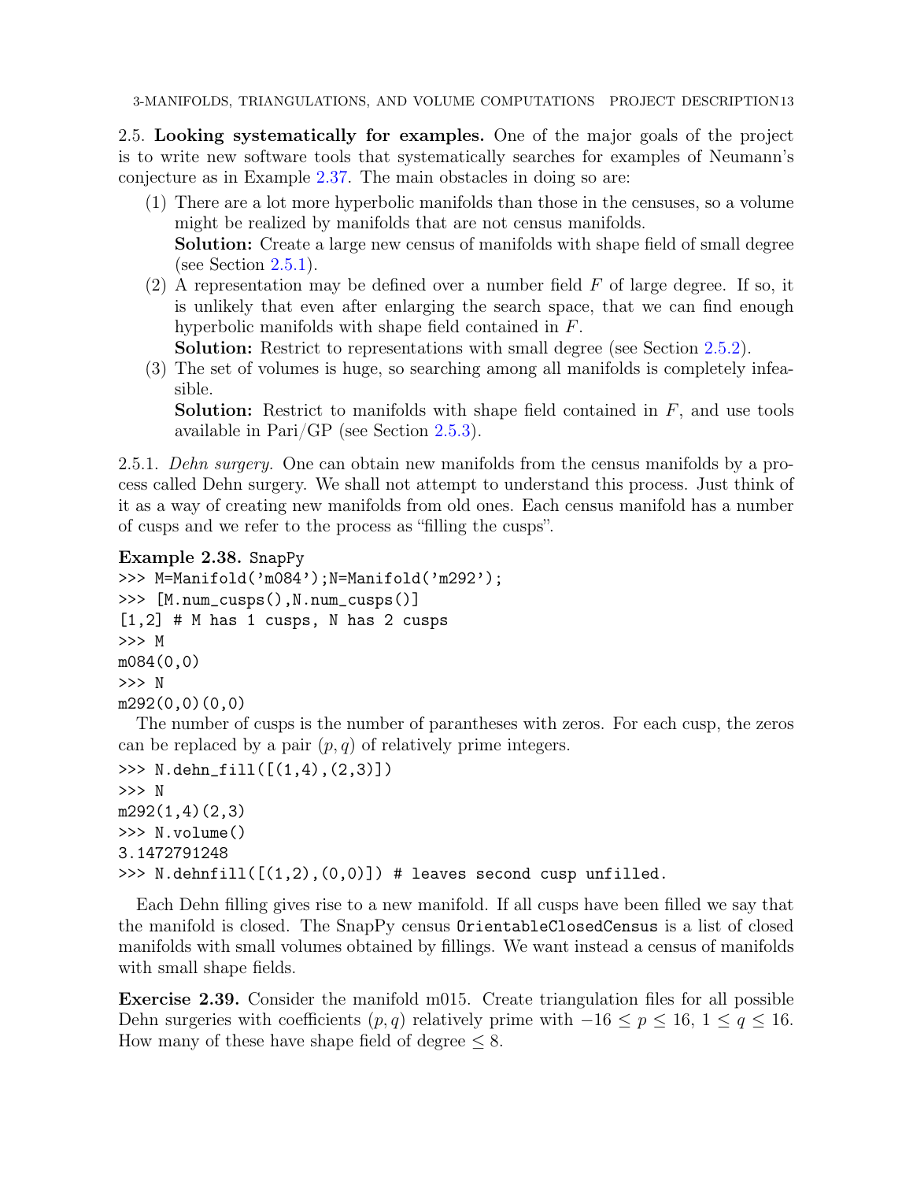2.5. **Looking systematically for examples.** One of the major goals of the project is to write new software tools that systematically searches for examples of Neumann's conjecture as in Example 2.37. The main obstacles in doing so are:

1. There are a lot more hyperbolic manifolds than those in the censuses, so a volume might be realized by manifolds that are not census manifolds.
   **Solution:** Create a large new census of manifolds with shape field of small degree (see Section 2.5.1).
2. A representation may be defined over a number field $F$ of large degree. If so, it is unlikely that even after enlarging the search space, that we can find enough hyperbolic manifolds with shape field contained in $F$.
   **Solution:** Restrict to representations with small degree (see Section 2.5.2).
3. The set of volumes is huge, so searching among all manifolds is completely infeasible.
   **Solution:** Restrict to manifolds with shape field contained in $F$, and use tools available in Pari/GP (see Section 2.5.3).

2.5.1. *Dehn surgery.* One can obtain new manifolds from the census manifolds by a process called Dehn surgery. We shall not attempt to understand this process. Just think of it as a way of creating new manifolds from old ones. Each census manifold has a number of cusps and we refer to the process as "filling the cusps".

**Example 2.38.** `SnapPy`

```
>>> M=Manifold('m084');N=Manifold('m292');
>>> [M.num_cusps(),N.num_cusps()]
[1,2] # M has 1 cusps, N has 2 cusps
>>> M
m084(0,0)
>>> N
m292(0,0)(0,0)
```

The number of cusps is the number of parantheses with zeros. For each cusp, the zeros can be replaced by a pair $(p, q)$ of relatively prime integers.

```
>>> N.dehn_fill([(1,4),(2,3)])
>>> N
m292(1,4)(2,3)
>>> N.volume()
3.1472791248
>>> N.dehnfill([(1,2),(0,0)]) # leaves second cusp unfilled.
```

Each Dehn filling gives rise to a new manifold. If all cusps have been filled we say that the manifold is closed. The SnapPy census `OrientableClosedCensus` is a list of closed manifolds with small volumes obtained by fillings. We want instead a census of manifolds with small shape fields.

**Exercise 2.39.** Consider the manifold m015. Create triangulation files for all possible Dehn surgeries with coefficients $(p, q)$ relatively prime with $-16 \leq p \leq 16$, $1 \leq q \leq 16$. How many of these have shape field of degree $\leq 8$.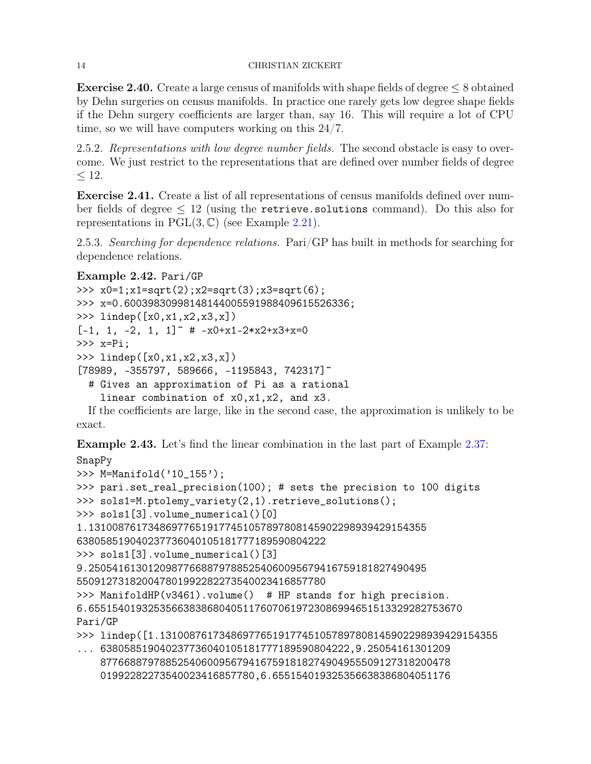**Exercise 2.40.** Create a large census of manifolds with shape fields of degree $\leq 8$ obtained by Dehn surgeries on census manifolds. In practice one rarely gets low degree shape fields if the Dehn surgery coefficients are larger than, say 16. This will require a lot of CPU time, so we will have computers working on this 24/7.

2.5.2. *Representations with low degree number fields.* The second obstacle is easy to overcome. We just restrict to the representations that are defined over number fields of degree $\leq 12$.

**Exercise 2.41.** Create a list of all representations of census manifolds defined over number fields of degree $\leq 12$ (using the `retrieve.solutions` command). Do this also for representations in $\mathrm{PGL}(3, \mathbb{C})$ (see Example 2.21).

2.5.3. *Searching for dependence relations.* Pari/GP has built in methods for searching for dependence relations.

**Example 2.42.** Pari/GP

```
>>> x0=1;x1=sqrt(2);x2=sqrt(3);x3=sqrt(6);
>>> x=0.6003983099814814400559198840961552633 6;
>>> lindep([x0,x1,x2,x3,x])
[-1, 1, -2, 1, 1]~ # -x0+x1-2*x2+x3+x=0
>>> x=Pi;
>>> lindep([x0,x1,x2,x3,x])
[78989, -355797, 589666, -1195843, 742317]~
  # Gives an approximation of Pi as a rational
    linear combination of x0,x1,x2, and x3.
```

If the coefficients are large, like in the second case, the approximation is unlikely to be exact.

**Example 2.43.** Let's find the linear combination in the last part of Example 2.37:

```
SnapPy
>>> M=Manifold('10_155');
>>> pari.set_real_precision(100); # sets the precision to 100 digits
>>> sols1=M.ptolemy_variety(2,1).retrieve_solutions();
>>> sols1[3].volume_numerical()[0]
1.131008761734869776519177451057897808145902298939429154355
63805851904023773604010518177718959080 4222
>>> sols1[3].volume_numerical()[3]
9.250541613012098776688797885254060095679416759181827490495
55091273182004780199228227354002341685 7780
>>> ManifoldHP(v3461).volume()  # HP stands for high precision.
6.655154019325356638386804051176070619723086994651513329282753670
Pari/GP
>>> lindep([1.131008761734869776519177451057897808145902298939429154355
... 63805851904023773604010518177718959080 4222,9.25054161301209
    87766887978852540600956794167591818274904955509127318200478
    01992282273540023416857780,6.655154019325356638386804051176
```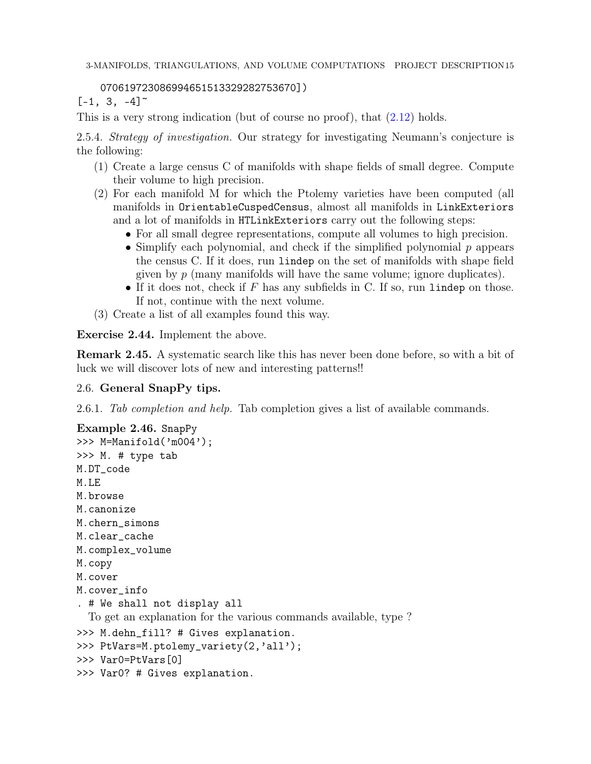```
    07061972308699465151329282753670])
[-1, 3, -4]~
```

This is a very strong indication (but of course no proof), that (2.12) holds.

2.5.4. *Strategy of investigation.* Our strategy for investigating Neumann's conjecture is the following:

1. Create a large census C of manifolds with shape fields of small degree. Compute their volume to high precision.
2. For each manifold M for which the Ptolemy varieties have been computed (all manifolds in `OrientableCuspedCensus`, almost all manifolds in `LinkExteriors` and a lot of manifolds in `HTLinkExteriors` carry out the following steps:
   - For all small degree representations, compute all volumes to high precision.
   - Simplify each polynomial, and check if the simplified polynomial $p$ appears the census C. If it does, run `lindep` on the set of manifolds with shape field given by $p$ (many manifolds will have the same volume; ignore duplicates).
   - If it does not, check if $F$ has any subfields in C. If so, run `lindep` on those. If not, continue with the next volume.
3. Create a list of all examples found this way.

**Exercise 2.44.** Implement the above.

**Remark 2.45.** A systematic search like this has never been done before, so with a bit of luck we will discover lots of new and interesting patterns!!

## 2.6. General SnapPy tips.

2.6.1. *Tab completion and help.* Tab completion gives a list of available commands.

**Example 2.46.** SnapPy

```
>>> M=Manifold('m004');
>>> M. # type tab
M.DT_code
M.LE
M.browse
M.canonize
M.chern_simons
M.clear_cache
M.complex_volume
M.copy
M.cover
M.cover_info
. # We shall not display all
```

To get an explanation for the various commands available, type ?

```
>>> M.dehn_fill? # Gives explanation.
>>> PtVars=M.ptolemy_variety(2,'all');
>>> Var0=PtVars[0]
>>> Var0? # Gives explanation.
```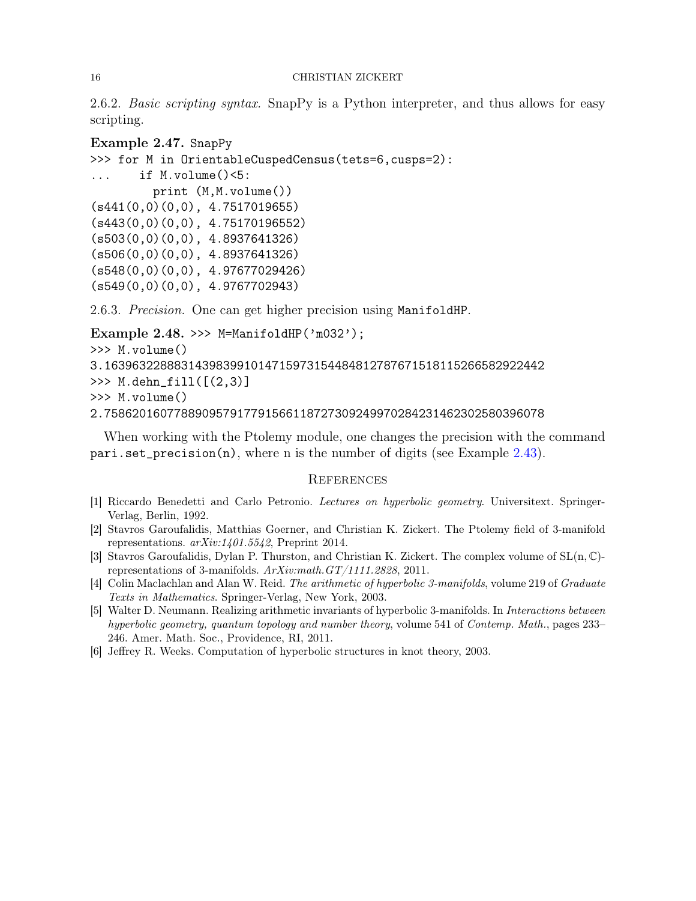2.6.2. *Basic scripting syntax.* SnapPy is a Python interpreter, and thus allows for easy scripting.

**Example 2.47.** SnapPy

```
>>> for M in OrientableCuspedCensus(tets=6,cusps=2):
...     if M.volume()<5:
          print (M,M.volume())
(s441(0,0)(0,0), 4.7517019655)
(s443(0,0)(0,0), 4.75170196552)
(s503(0,0)(0,0), 4.8937641326)
(s506(0,0)(0,0), 4.8937641326)
(s548(0,0)(0,0), 4.97677029426)
(s549(0,0)(0,0), 4.9767702943)
```

2.6.3. *Precision.* One can get higher precision using `ManifoldHP`.

**Example 2.48.**

```
>>> M=ManifoldHP('m032');
>>> M.volume()
3.163963228883143983991014715973154484812787671518115266582922442
>>> M.dehn_fill([(2,3)]
>>> M.volume()
2.758620160778890957917791566118727309249970284231462302580396078
```

When working with the Ptolemy module, one changes the precision with the command `pari.set_precision(n)`, where n is the number of digits (see Example 2.43).

## References

[1] Riccardo Benedetti and Carlo Petronio. *Lectures on hyperbolic geometry*. Universitext. Springer-Verlag, Berlin, 1992.

[2] Stavros Garoufalidis, Matthias Goerner, and Christian K. Zickert. The Ptolemy field of 3-manifold representations. *arXiv:1401.5542*, Preprint 2014.

[3] Stavros Garoufalidis, Dylan P. Thurston, and Christian K. Zickert. The complex volume of $\mathrm{SL}(n, \mathbb{C})$-representations of 3-manifolds. *ArXiv:math.GT/1111.2828*, 2011.

[4] Colin Maclachlan and Alan W. Reid. *The arithmetic of hyperbolic 3-manifolds*, volume 219 of *Graduate Texts in Mathematics*. Springer-Verlag, New York, 2003.

[5] Walter D. Neumann. Realizing arithmetic invariants of hyperbolic 3-manifolds. In *Interactions between hyperbolic geometry, quantum topology and number theory*, volume 541 of *Contemp. Math.*, pages 233–246. Amer. Math. Soc., Providence, RI, 2011.

[6] Jeffrey R. Weeks. Computation of hyperbolic structures in knot theory, 2003.